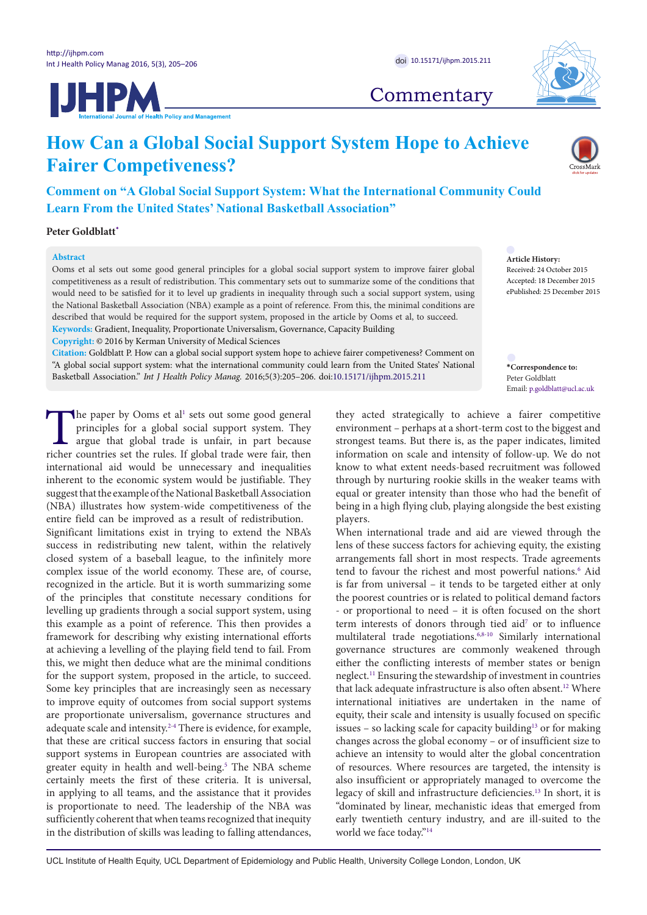Commentary

# How Can a Global Social Support System Hope to Achieve Fairer Competiveness?

## Comment on "A Global Social Support System: What the International Community Could Learn From the United States' National Basketball Association"

**Peter Goldblatt***

**Abstract**

Ooms et al sets out some good general principles for a global social support system to improve fairer global competitiveness as a result of redistribution. This commentary sets out to summarize some of the conditions that would need to be satisfied for it to level up gradients in inequality through such a social support system, using the National Basketball Association (NBA) example as a point of reference. From this, the minimal conditions are described that would be required for the support system, proposed in the article by Ooms et al, to succeed.

**Keywords:** Gradient, Inequality, Proportionate Universalism, Governance, Capacity Building

**Copyright:** © 2016 by Kerman University of Medical Sciences

**Citation:** Goldblatt P. How can a global social support system hope to achieve fairer competiveness? Comment on "A global social support system: what the international community could learn from the United States' National Basketball Association." *Int J Health Policy Manag.* 2016;5(3):205–206. doi:10.15171/ijhpm.2015.211

**Article History:**
Received: 24 October 2015
Accepted: 18 December 2015
ePublished: 25 December 2015

***Correspondence to:**
Peter Goldblatt
Email: p.goldblatt@ucl.ac.uk

The paper by Ooms et al[1] sets out some good general principles for a global social support system. They argue that global trade is unfair, in part because richer countries set the rules. If global trade were fair, then international aid would be unnecessary and inequalities inherent to the economic system would be justifiable. They suggest that the example of the National Basketball Association (NBA) illustrates how system-wide competitiveness of the entire field can be improved as a result of redistribution.

Significant limitations exist in trying to extend the NBA's success in redistributing new talent, within the relatively closed system of a baseball league, to the infinitely more complex issue of the world economy. These are, of course, recognized in the article. But it is worth summarizing some of the principles that constitute necessary conditions for levelling up gradients through a social support system, using this example as a point of reference. This then provides a framework for describing why existing international efforts at achieving a levelling of the playing field tend to fail. From this, we might then deduce what are the minimal conditions for the support system, proposed in the article, to succeed.

Some key principles that are increasingly seen as necessary to improve equity of outcomes from social support systems are proportionate universalism, governance structures and adequate scale and intensity.[2-4] There is evidence, for example, that these are critical success factors in ensuring that social support systems in European countries are associated with greater equity in health and well-being.[5] The NBA scheme certainly meets the first of these criteria. It is universal, in applying to all teams, and the assistance that it provides is proportionate to need. The leadership of the NBA was sufficiently coherent that when teams recognized that inequity in the distribution of skills was leading to falling attendances, they acted strategically to achieve a fairer competitive environment – perhaps at a short-term cost to the biggest and strongest teams. But there is, as the paper indicates, limited information on scale and intensity of follow-up. We do not know to what extent needs-based recruitment was followed through by nurturing rookie skills in the weaker teams with equal or greater intensity than those who had the benefit of being in a high flying club, playing alongside the best existing players.

When international trade and aid are viewed through the lens of these success factors for achieving equity, the existing arrangements fall short in most respects. Trade agreements tend to favour the richest and most powerful nations.[6] Aid is far from universal – it tends to be targeted either at only the poorest countries or is related to political demand factors - or proportional to need – it is often focused on the short term interests of donors through tied aid[7] or to influence multilateral trade negotiations.[6,8-10] Similarly international governance structures are commonly weakened through either the conflicting interests of member states or benign neglect.[11] Ensuring the stewardship of investment in countries that lack adequate infrastructure is also often absent.[12] Where international initiatives are undertaken in the name of equity, their scale and intensity is usually focused on specific issues – so lacking scale for capacity building[13] or for making changes across the global economy – or of insufficient size to achieve an intensity to would alter the global concentration of resources. Where resources are targeted, the intensity is also insufficient or appropriately managed to overcome the legacy of skill and infrastructure deficiencies.[13] In short, it is "dominated by linear, mechanistic ideas that emerged from early twentieth century industry, and are ill-suited to the world we face today."[14]

UCL Institute of Health Equity, UCL Department of Epidemiology and Public Health, University College London, London, UK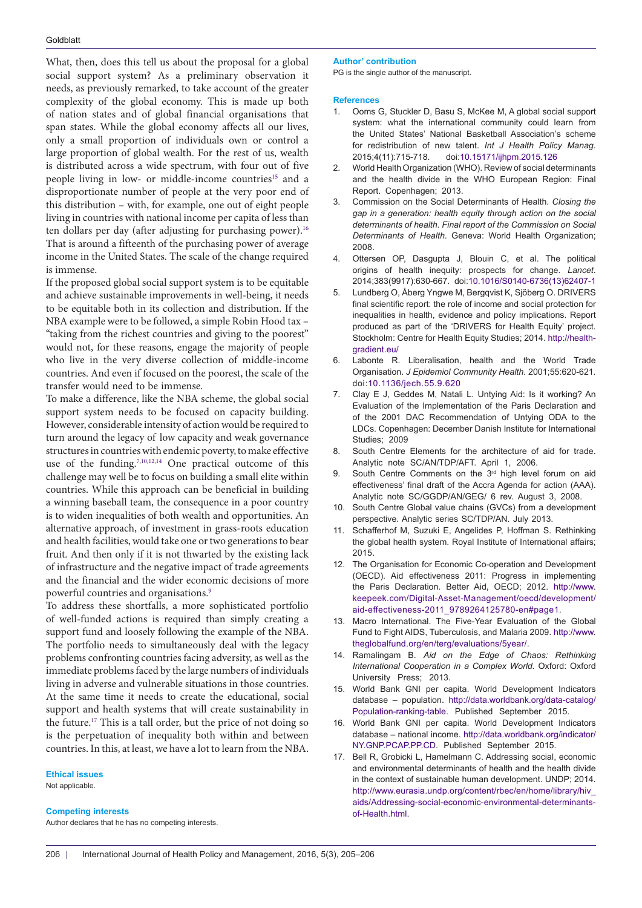What, then, does this tell us about the proposal for a global social support system? As a preliminary observation it needs, as previously remarked, to take account of the greater complexity of the global economy. This is made up both of nation states and of global financial organisations that span states. While the global economy affects all our lives, only a small proportion of individuals own or control a large proportion of global wealth. For the rest of us, wealth is distributed across a wide spectrum, with four out of five people living in low- or middle-income countries[15] and a disproportionate number of people at the very poor end of this distribution – with, for example, one out of eight people living in countries with national income per capita of less than ten dollars per day (after adjusting for purchasing power).[16] That is around a fifteenth of the purchasing power of average income in the United States. The scale of the change required is immense.

If the proposed global social support system is to be equitable and achieve sustainable improvements in well-being, it needs to be equitable both in its collection and distribution. If the NBA example were to be followed, a simple Robin Hood tax – "taking from the richest countries and giving to the poorest" would not, for these reasons, engage the majority of people who live in the very diverse collection of middle-income countries. And even if focused on the poorest, the scale of the transfer would need to be immense.

To make a difference, like the NBA scheme, the global social support system needs to be focused on capacity building. However, considerable intensity of action would be required to turn around the legacy of low capacity and weak governance structures in countries with endemic poverty, to make effective use of the funding.[7,10,12,14] One practical outcome of this challenge may well be to focus on building a small elite within countries. While this approach can be beneficial in building a winning baseball team, the consequence in a poor country is to widen inequalities of both wealth and opportunities. An alternative approach, of investment in grass-roots education and health facilities, would take one or two generations to bear fruit. And then only if it is not thwarted by the existing lack of infrastructure and the negative impact of trade agreements and the financial and the wider economic decisions of more powerful countries and organisations.[9]

To address these shortfalls, a more sophisticated portfolio of well-funded actions is required than simply creating a support fund and loosely following the example of the NBA. The portfolio needs to simultaneously deal with the legacy problems confronting countries facing adversity, as well as the immediate problems faced by the large numbers of individuals living in adverse and vulnerable situations in those countries. At the same time it needs to create the educational, social support and health systems that will create sustainability in the future.[17] This is a tall order, but the price of not doing so is the perpetuation of inequality both within and between countries. In this, at least, we have a lot to learn from the NBA.

#### Ethical issues

Not applicable.

#### Competing interests

Author declares that he has no competing interests.

#### Author' contribution

PG is the single author of the manuscript.

#### References

1. Ooms G, Stuckler D, Basu S, McKee M, A global social support system: what the international community could learn from the United States' National Basketball Association's scheme for redistribution of new talent. *Int J Health Policy Manag*. 2015;4(11):715-718. doi:10.15171/ijhpm.2015.126
2. World Health Organization (WHO). Review of social determinants and the health divide in the WHO European Region: Final Report. Copenhagen; 2013.
3. Commission on the Social Determinants of Health. *Closing the gap in a generation: health equity through action on the social determinants of health. Final report of the Commission on Social Determinants of Health*. Geneva: World Health Organization; 2008.
4. Ottersen OP, Dasgupta J, Blouin C, et al. The political origins of health inequity: prospects for change. *Lancet*. 2014;383(9917):630-667. doi:10.1016/S0140-6736(13)62407-1
5. Lundberg O, Åberg Yngwe M, Bergqvist K, Sjöberg O. DRIVERS final scientific report: the role of income and social protection for inequalities in health, evidence and policy implications. Report produced as part of the 'DRIVERS for Health Equity' project. Stockholm: Centre for Health Equity Studies; 2014. http://health-gradient.eu/
6. Labonte R. Liberalisation, health and the World Trade Organisation. *J Epidemiol Community Health.* 2001;55:620-621. doi:10.1136/jech.55.9.620
7. Clay E J, Geddes M, Natali L. Untying Aid: Is it working? An Evaluation of the Implementation of the Paris Declaration and of the 2001 DAC Recommendation of Untying ODA to the LDCs. Copenhagen: December Danish Institute for International Studies; 2009
8. South Centre Elements for the architecture of aid for trade. Analytic note SC/AN/TDP/AFT. April 1, 2006.
9. South Centre Comments on the 3rd high level forum on aid effectiveness' final draft of the Accra Agenda for action (AAA). Analytic note SC/GGDP/AN/GEG/ 6 rev. August 3, 2008.
10. South Centre Global value chains (GVCs) from a development perspective. Analytic series SC/TDP/AN. July 2013.
11. Schafferhof M, Suzuki E, Angelides P, Hoffman S. Rethinking the global health system. Royal Institute of International affairs; 2015.
12. The Organisation for Economic Co-operation and Development (OECD). Aid effectiveness 2011: Progress in implementing the Paris Declaration. Better Aid, OECD; 2012. http://www.keepeek.com/Digital-Asset-Management/oecd/development/aid-effectiveness-2011_9789264125780-en#page1.
13. Macro International. The Five-Year Evaluation of the Global Fund to Fight AIDS, Tuberculosis, and Malaria 2009. http://www.theglobalfund.org/en/terg/evaluations/5year/.
14. Ramalingam B. *Aid on the Edge of Chaos: Rethinking International Cooperation in a Complex World.* Oxford: Oxford University Press; 2013.
15. World Bank GNI per capita. World Development Indicators database – population. http://data.worldbank.org/data-catalog/Population-ranking-table. Published September 2015.
16. World Bank GNI per capita. World Development Indicators database – national income. http://data.worldbank.org/indicator/NY.GNP.PCAP.PP.CD. Published September 2015.
17. Bell R, Grobicki L, Hamelmann C. Addressing social, economic and environmental determinants of health and the health divide in the context of sustainable human development. UNDP; 2014. http://www.eurasia.undp.org/content/rbec/en/home/library/hiv_aids/Addressing-social-economic-environmental-determinants-of-Health.html.